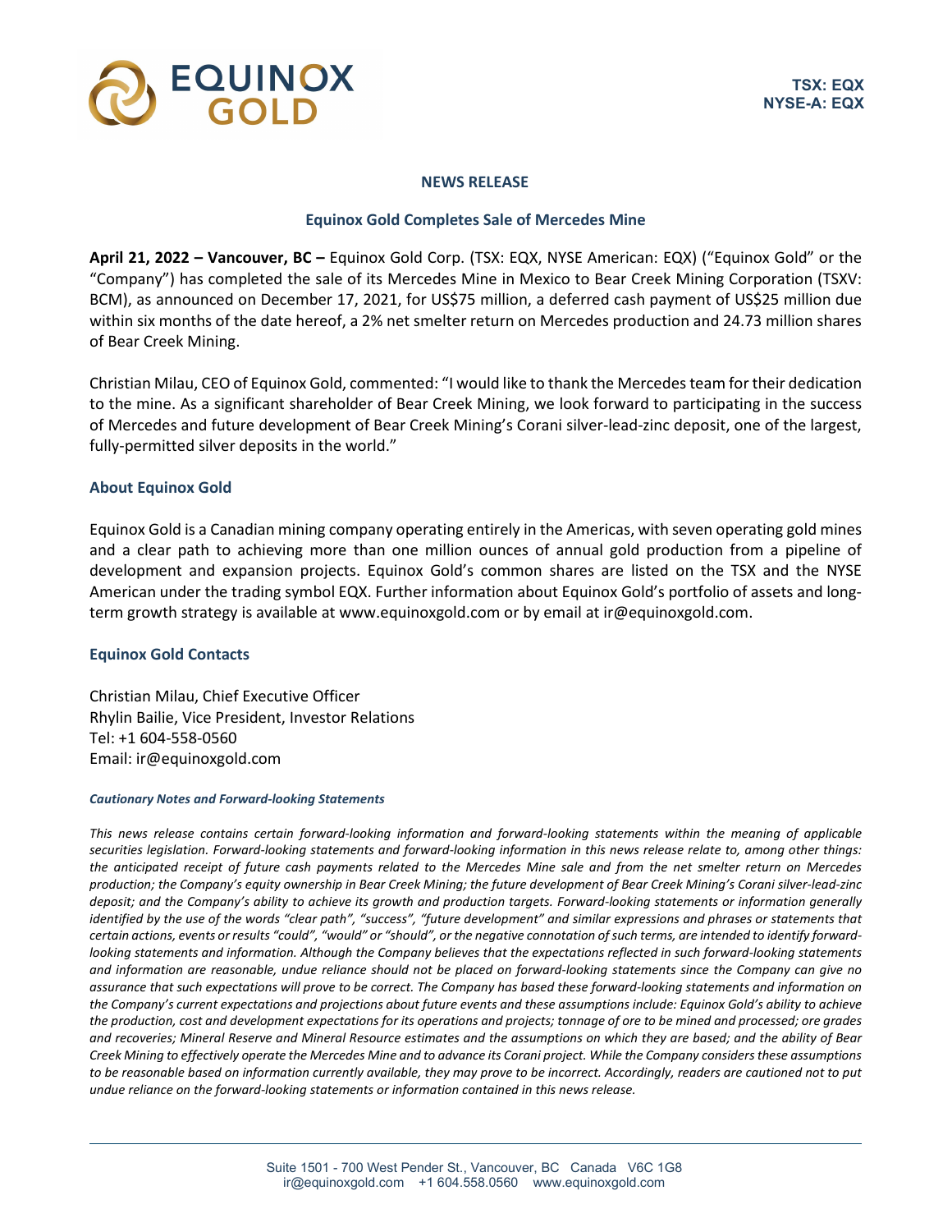TSX: EQX
NYSE-A: EQX

**NEWS RELEASE**

## Equinox Gold Completes Sale of Mercedes Mine

**April 21, 2022 – Vancouver, BC –** Equinox Gold Corp. (TSX: EQX, NYSE American: EQX) ("Equinox Gold" or the "Company") has completed the sale of its Mercedes Mine in Mexico to Bear Creek Mining Corporation (TSXV: BCM), as announced on December 17, 2021, for US$75 million, a deferred cash payment of US$25 million due within six months of the date hereof, a 2% net smelter return on Mercedes production and 24.73 million shares of Bear Creek Mining.

Christian Milau, CEO of Equinox Gold, commented: "I would like to thank the Mercedes team for their dedication to the mine. As a significant shareholder of Bear Creek Mining, we look forward to participating in the success of Mercedes and future development of Bear Creek Mining's Corani silver-lead-zinc deposit, one of the largest, fully-permitted silver deposits in the world."

### About Equinox Gold

Equinox Gold is a Canadian mining company operating entirely in the Americas, with seven operating gold mines and a clear path to achieving more than one million ounces of annual gold production from a pipeline of development and expansion projects. Equinox Gold's common shares are listed on the TSX and the NYSE American under the trading symbol EQX. Further information about Equinox Gold's portfolio of assets and long-term growth strategy is available at www.equinoxgold.com or by email at ir@equinoxgold.com.

### Equinox Gold Contacts

Christian Milau, Chief Executive Officer
Rhylin Bailie, Vice President, Investor Relations
Tel: +1 604-558-0560
Email: ir@equinoxgold.com

***Cautionary Notes and Forward-looking Statements***

*This news release contains certain forward-looking information and forward-looking statements within the meaning of applicable securities legislation. Forward-looking statements and forward-looking information in this news release relate to, among other things: the anticipated receipt of future cash payments related to the Mercedes Mine sale and from the net smelter return on Mercedes production; the Company's equity ownership in Bear Creek Mining; the future development of Bear Creek Mining's Corani silver-lead-zinc deposit; and the Company's ability to achieve its growth and production targets. Forward-looking statements or information generally identified by the use of the words "clear path", "success", "future development" and similar expressions and phrases or statements that certain actions, events or results "could", "would" or "should", or the negative connotation of such terms, are intended to identify forward-looking statements and information. Although the Company believes that the expectations reflected in such forward-looking statements and information are reasonable, undue reliance should not be placed on forward-looking statements since the Company can give no assurance that such expectations will prove to be correct. The Company has based these forward-looking statements and information on the Company's current expectations and projections about future events and these assumptions include: Equinox Gold's ability to achieve the production, cost and development expectations for its operations and projects; tonnage of ore to be mined and processed; ore grades and recoveries; Mineral Reserve and Mineral Resource estimates and the assumptions on which they are based; and the ability of Bear Creek Mining to effectively operate the Mercedes Mine and to advance its Corani project. While the Company considers these assumptions to be reasonable based on information currently available, they may prove to be incorrect. Accordingly, readers are cautioned not to put undue reliance on the forward-looking statements or information contained in this news release.*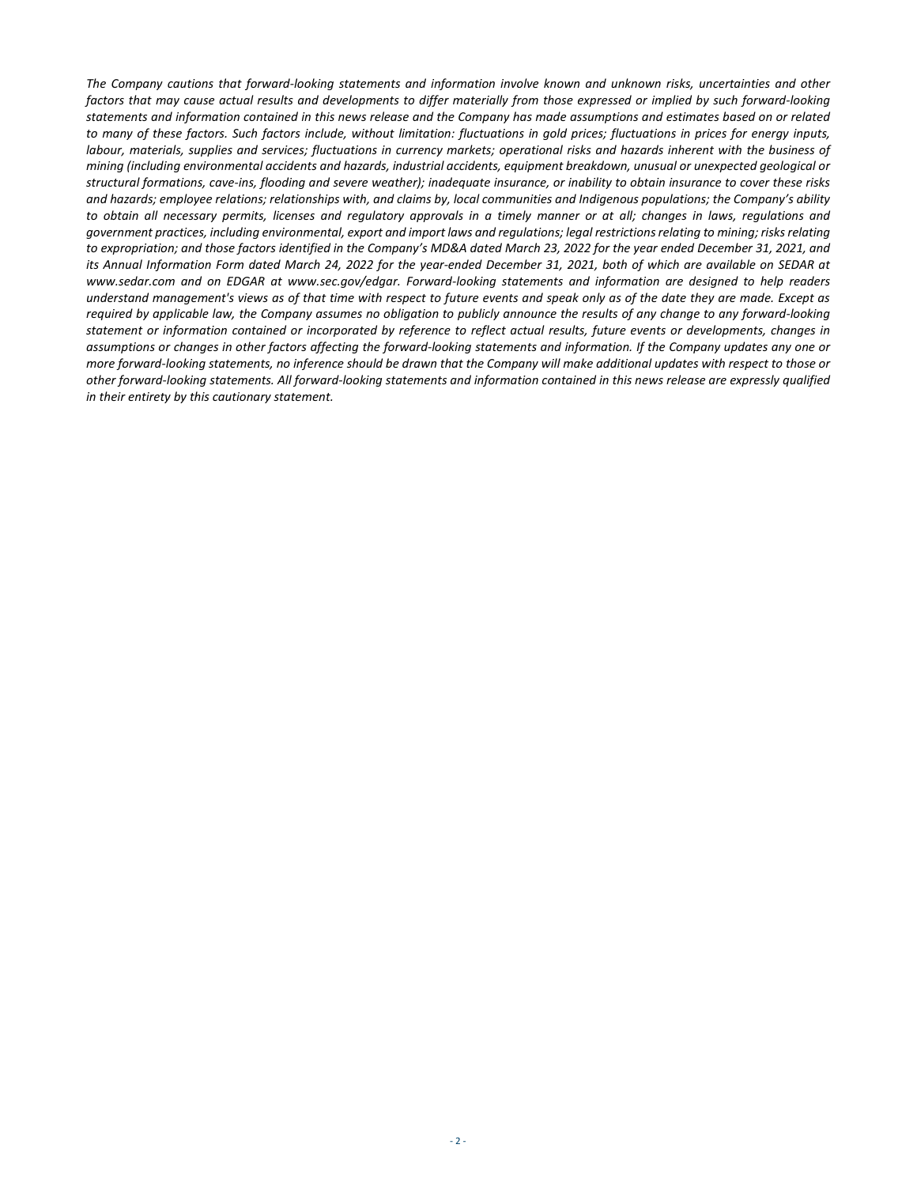*The Company cautions that forward-looking statements and information involve known and unknown risks, uncertainties and other factors that may cause actual results and developments to differ materially from those expressed or implied by such forward-looking statements and information contained in this news release and the Company has made assumptions and estimates based on or related to many of these factors. Such factors include, without limitation: fluctuations in gold prices; fluctuations in prices for energy inputs, labour, materials, supplies and services; fluctuations in currency markets; operational risks and hazards inherent with the business of mining (including environmental accidents and hazards, industrial accidents, equipment breakdown, unusual or unexpected geological or structural formations, cave-ins, flooding and severe weather); inadequate insurance, or inability to obtain insurance to cover these risks and hazards; employee relations; relationships with, and claims by, local communities and Indigenous populations; the Company's ability to obtain all necessary permits, licenses and regulatory approvals in a timely manner or at all; changes in laws, regulations and government practices, including environmental, export and import laws and regulations; legal restrictions relating to mining; risks relating to expropriation; and those factors identified in the Company's MD&A dated March 23, 2022 for the year ended December 31, 2021, and its Annual Information Form dated March 24, 2022 for the year-ended December 31, 2021, both of which are available on SEDAR at www.sedar.com and on EDGAR at www.sec.gov/edgar. Forward-looking statements and information are designed to help readers understand management's views as of that time with respect to future events and speak only as of the date they are made. Except as required by applicable law, the Company assumes no obligation to publicly announce the results of any change to any forward-looking statement or information contained or incorporated by reference to reflect actual results, future events or developments, changes in assumptions or changes in other factors affecting the forward-looking statements and information. If the Company updates any one or more forward-looking statements, no inference should be drawn that the Company will make additional updates with respect to those or other forward-looking statements. All forward-looking statements and information contained in this news release are expressly qualified in their entirety by this cautionary statement.*